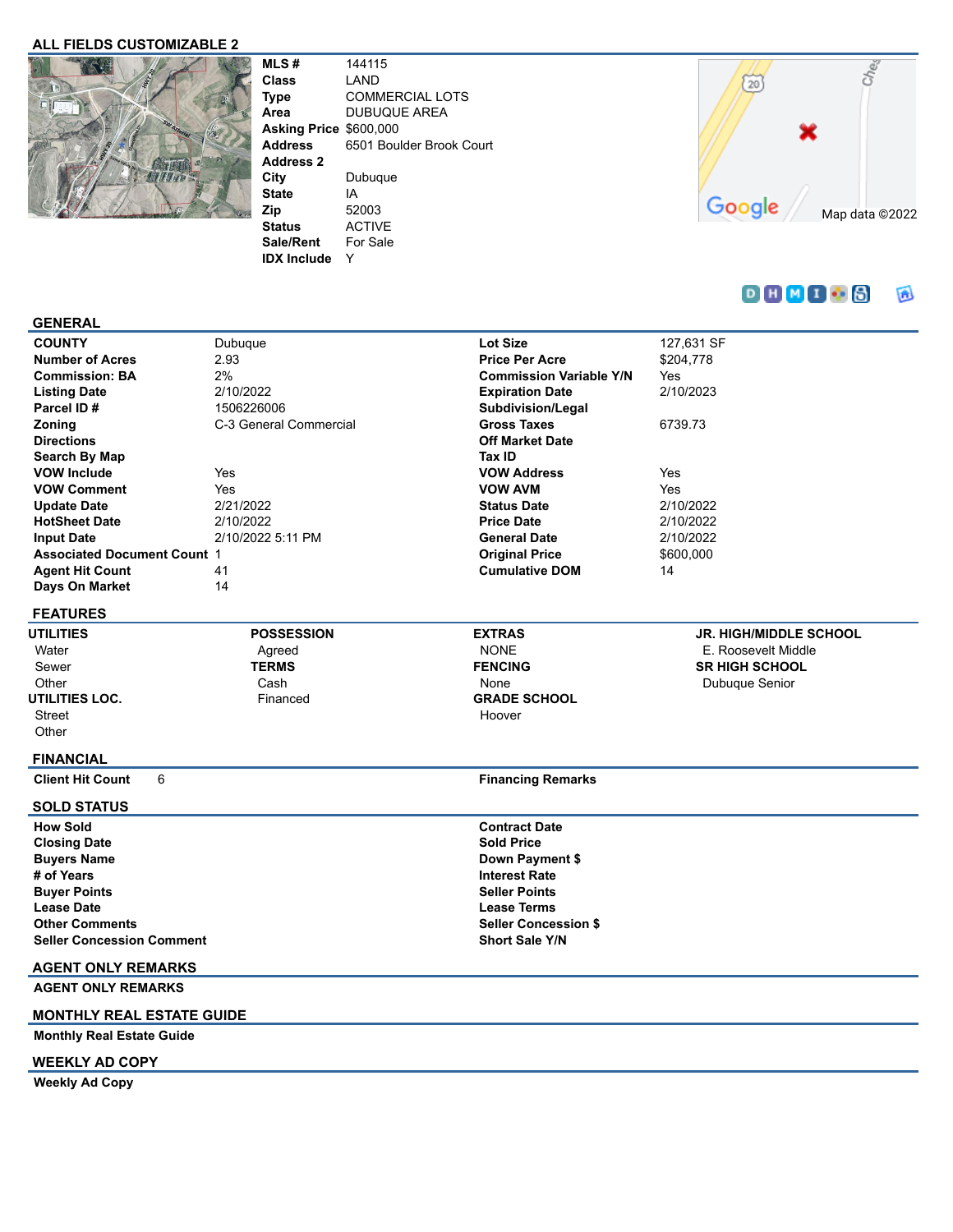## ALL FIELDS CUSTOMIZABLE 2

| | |
|---|---|
| **MLS #** | 144115 |
| **Class** | LAND |
| **Type** | COMMERCIAL LOTS |
| **Area** | DUBUQUE AREA |
| **Asking Price** | $600,000 |
| **Address** | 6501 Boulder Brook Court |
| **Address 2** | |
| **City** | Dubuque |
| **State** | IA |
| **Zip** | 52003 |
| **Status** | ACTIVE |
| **Sale/Rent** | For Sale |
| **IDX Include** | Y |

Map data ©2022

## GENERAL

| | | | |
|---|---|---|---|
| **COUNTY** | Dubuque | **Lot Size** | 127,631 SF |
| **Number of Acres** | 2.93 | **Price Per Acre** | $204,778 |
| **Commission: BA** | 2% | **Commission Variable Y/N** | Yes |
| **Listing Date** | 2/10/2022 | **Expiration Date** | 2/10/2023 |
| **Parcel ID #** | 1506226006 | **Subdivision/Legal** | |
| **Zoning** | C-3 General Commercial | **Gross Taxes** | 6739.73 |
| **Directions** | | **Off Market Date** | |
| **Search By Map** | | **Tax ID** | |
| **VOW Include** | Yes | **VOW Address** | Yes |
| **VOW Comment** | Yes | **VOW AVM** | Yes |
| **Update Date** | 2/21/2022 | **Status Date** | 2/10/2022 |
| **HotSheet Date** | 2/10/2022 | **Price Date** | 2/10/2022 |
| **Input Date** | 2/10/2022 5:11 PM | **General Date** | 2/10/2022 |
| **Associated Document Count** | 1 | **Original Price** | $600,000 |
| **Agent Hit Count** | 41 | **Cumulative DOM** | 14 |
| **Days On Market** | 14 | | |

## FEATURES

**UTILITIES**
- Water
- Sewer
- Other

**UTILITIES LOC.**
- Street
- Other

**POSSESSION**
- Agreed

**TERMS**
- Cash
- Financed

**EXTRAS**
- NONE

**FENCING**
- None

**GRADE SCHOOL**
- Hoover

**JR. HIGH/MIDDLE SCHOOL**
- E. Roosevelt Middle

**SR HIGH SCHOOL**
- Dubuque Senior

## FINANCIAL

| | | | |
|---|---|---|---|
| **Client Hit Count** | 6 | **Financing Remarks** | |

## SOLD STATUS

| | | | |
|---|---|---|---|
| **How Sold** | | **Contract Date** | |
| **Closing Date** | | **Sold Price** | |
| **Buyers Name** | | **Down Payment $** | |
| **# of Years** | | **Interest Rate** | |
| **Buyer Points** | | **Seller Points** | |
| **Lease Date** | | **Lease Terms** | |
| **Other Comments** | | **Seller Concession $** | |
| **Seller Concession Comment** | | **Short Sale Y/N** | |

## AGENT ONLY REMARKS

**AGENT ONLY REMARKS**

## MONTHLY REAL ESTATE GUIDE

**Monthly Real Estate Guide**

## WEEKLY AD COPY

**Weekly Ad Copy**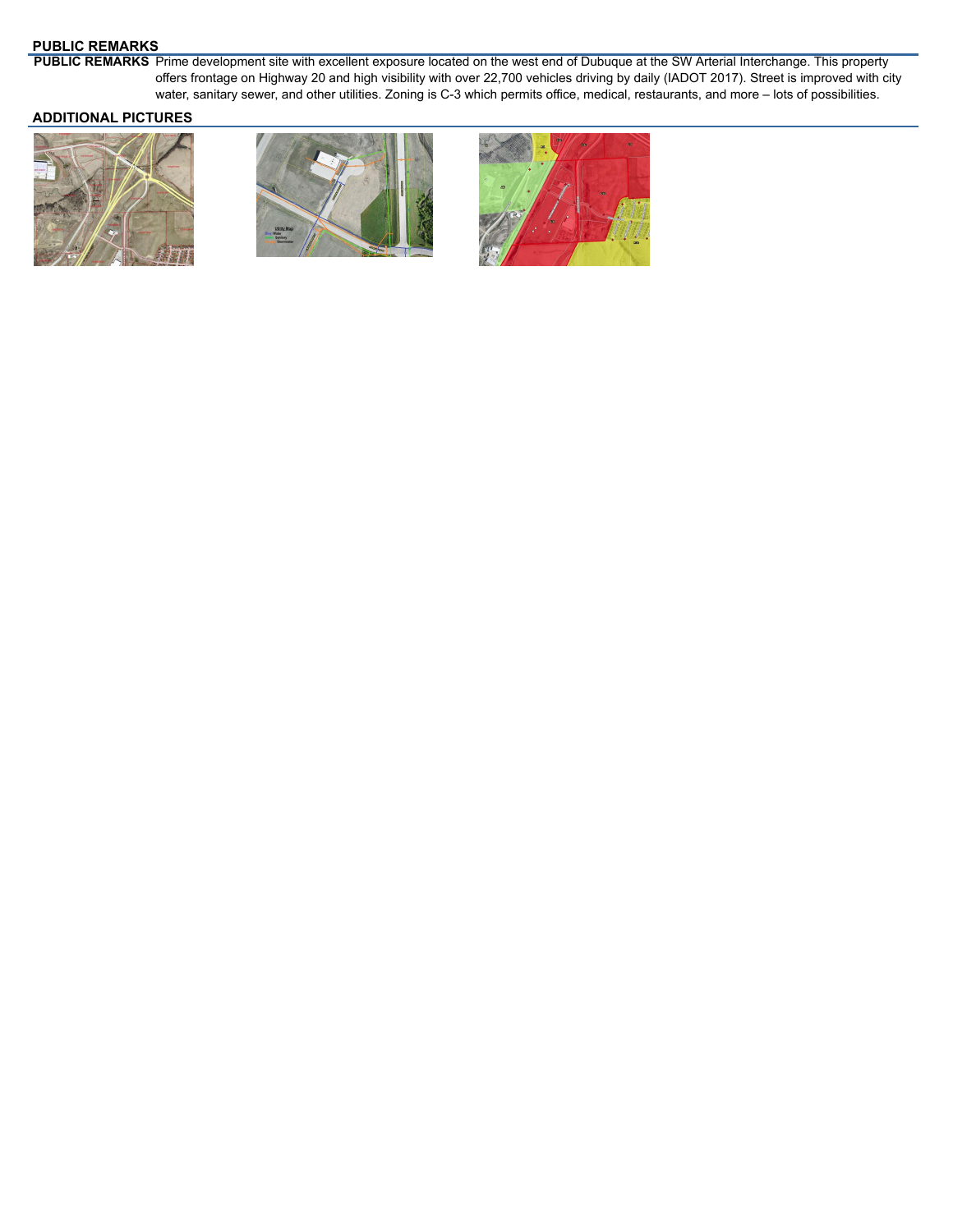## PUBLIC REMARKS

**PUBLIC REMARKS** Prime development site with excellent exposure located on the west end of Dubuque at the SW Arterial Interchange. This property offers frontage on Highway 20 and high visibility with over 22,700 vehicles driving by daily (IADOT 2017). Street is improved with city water, sanitary sewer, and other utilities. Zoning is C-3 which permits office, medical, restaurants, and more – lots of possibilities.

## ADDITIONAL PICTURES